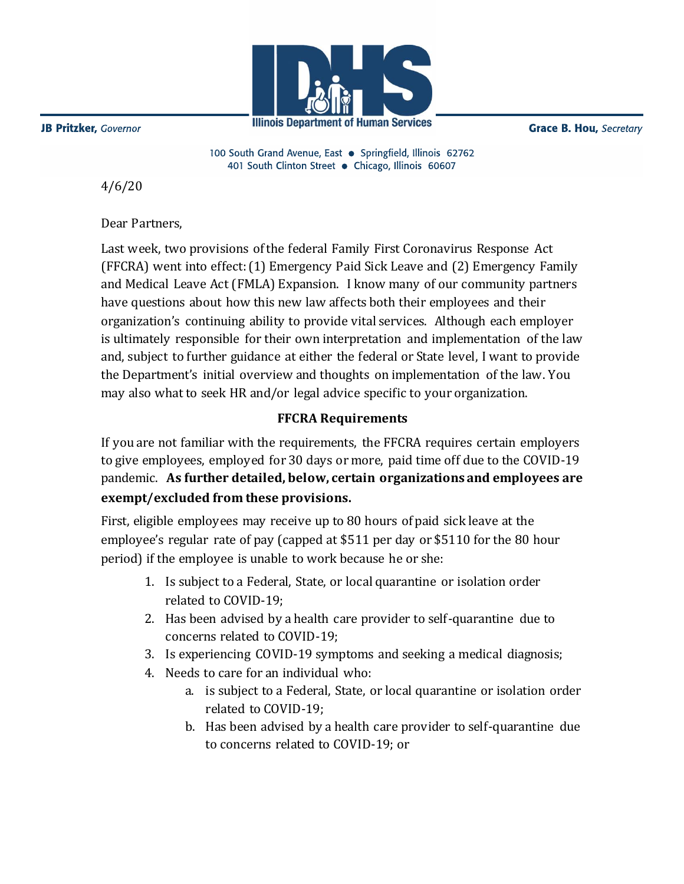JB Pritzker, *Governor*

Illinois Department of Human Services

Grace B. Hou, *Secretary*

100 South Grand Avenue, East • Springfield, Illinois 62762
401 South Clinton Street • Chicago, Illinois 60607

4/6/20

Dear Partners,

Last week, two provisions of the federal Family First Coronavirus Response Act (FFCRA) went into effect: (1) Emergency Paid Sick Leave and (2) Emergency Family and Medical Leave Act (FMLA) Expansion. I know many of our community partners have questions about how this new law affects both their employees and their organization's continuing ability to provide vital services. Although each employer is ultimately responsible for their own interpretation and implementation of the law and, subject to further guidance at either the federal or State level, I want to provide the Department's initial overview and thoughts on implementation of the law. You may also what to seek HR and/or legal advice specific to your organization.

**FFCRA Requirements**

If you are not familiar with the requirements, the FFCRA requires certain employers to give employees, employed for 30 days or more, paid time off due to the COVID-19 pandemic. **As further detailed, below, certain organizations and employees are exempt/excluded from these provisions.**

First, eligible employees may receive up to 80 hours of paid sick leave at the employee's regular rate of pay (capped at $511 per day or $5110 for the 80 hour period) if the employee is unable to work because he or she:

1. Is subject to a Federal, State, or local quarantine or isolation order related to COVID-19;
2. Has been advised by a health care provider to self-quarantine due to concerns related to COVID-19;
3. Is experiencing COVID-19 symptoms and seeking a medical diagnosis;
4. Needs to care for an individual who:
   a. is subject to a Federal, State, or local quarantine or isolation order related to COVID-19;
   b. Has been advised by a health care provider to self-quarantine due to concerns related to COVID-19; or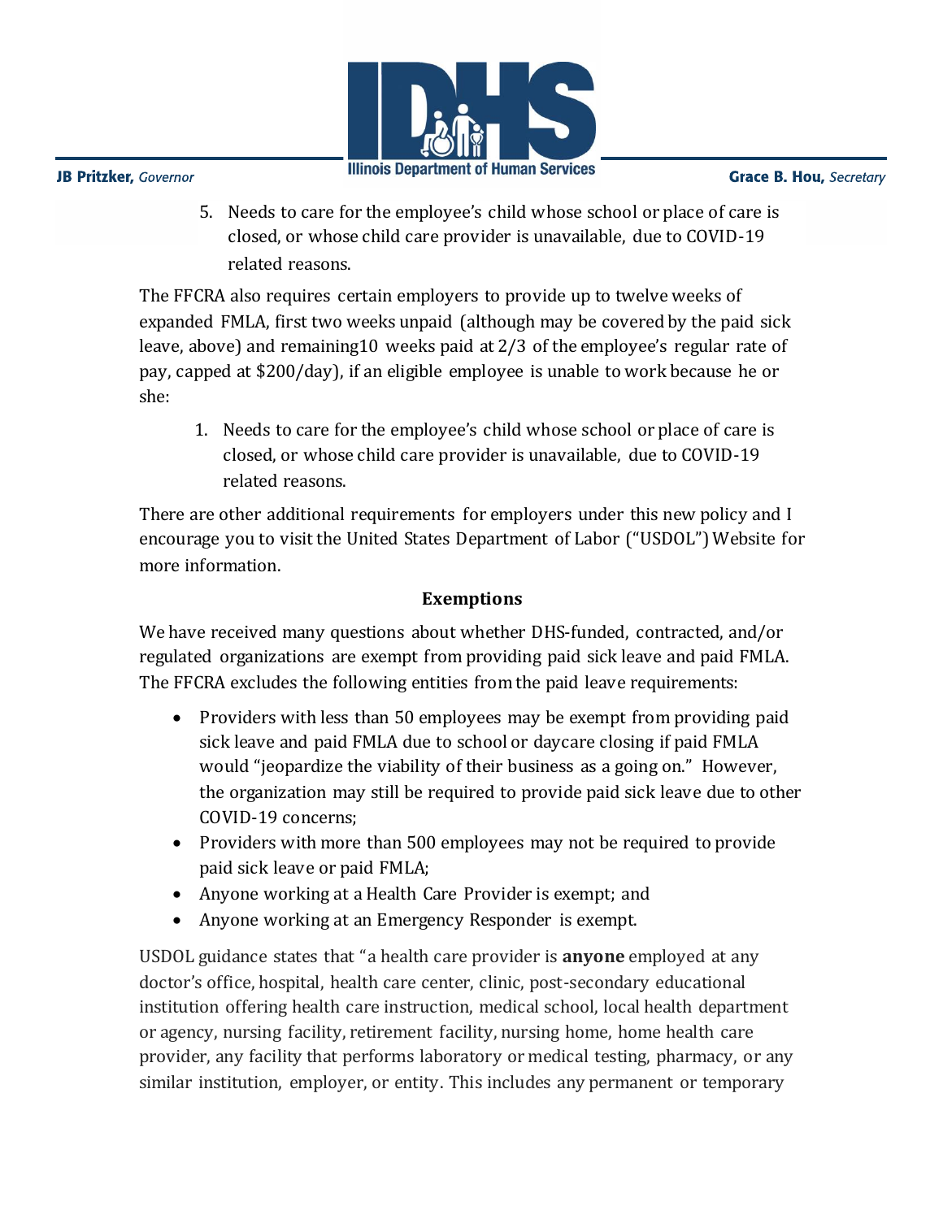5. Needs to care for the employee's child whose school or place of care is closed, or whose child care provider is unavailable, due to COVID-19 related reasons.

The FFCRA also requires certain employers to provide up to twelve weeks of expanded FMLA, first two weeks unpaid (although may be covered by the paid sick leave, above) and remaining10 weeks paid at 2/3 of the employee's regular rate of pay, capped at $200/day), if an eligible employee is unable to work because he or she:

1. Needs to care for the employee's child whose school or place of care is closed, or whose child care provider is unavailable, due to COVID-19 related reasons.

There are other additional requirements for employers under this new policy and I encourage you to visit the United States Department of Labor ("USDOL") Website for more information.

**Exemptions**

We have received many questions about whether DHS-funded, contracted, and/or regulated organizations are exempt from providing paid sick leave and paid FMLA. The FFCRA excludes the following entities from the paid leave requirements:

- Providers with less than 50 employees may be exempt from providing paid sick leave and paid FMLA due to school or daycare closing if paid FMLA would "jeopardize the viability of their business as a going on." However, the organization may still be required to provide paid sick leave due to other COVID-19 concerns;
- Providers with more than 500 employees may not be required to provide paid sick leave or paid FMLA;
- Anyone working at a Health Care Provider is exempt; and
- Anyone working at an Emergency Responder is exempt.

USDOL guidance states that "a health care provider is **anyone** employed at any doctor's office, hospital, health care center, clinic, post-secondary educational institution offering health care instruction, medical school, local health department or agency, nursing facility, retirement facility, nursing home, home health care provider, any facility that performs laboratory or medical testing, pharmacy, or any similar institution, employer, or entity. This includes any permanent or temporary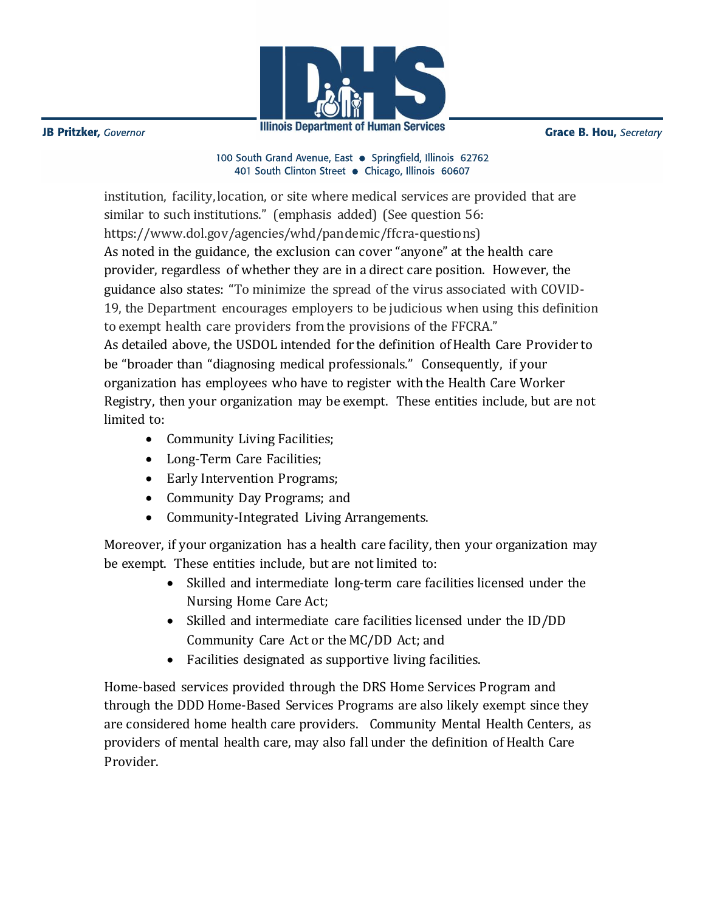institution, facility, location, or site where medical services are provided that are similar to such institutions." (emphasis added) (See question 56: https://www.dol.gov/agencies/whd/pandemic/ffcra-questions)

As noted in the guidance, the exclusion can cover "anyone" at the health care provider, regardless of whether they are in a direct care position. However, the guidance also states: "To minimize the spread of the virus associated with COVID-19, the Department encourages employers to be judicious when using this definition to exempt health care providers from the provisions of the FFCRA."

As detailed above, the USDOL intended for the definition of Health Care Provider to be "broader than "diagnosing medical professionals." Consequently, if your organization has employees who have to register with the Health Care Worker Registry, then your organization may be exempt. These entities include, but are not limited to:

- Community Living Facilities;
- Long-Term Care Facilities;
- Early Intervention Programs;
- Community Day Programs; and
- Community-Integrated Living Arrangements.

Moreover, if your organization has a health care facility, then your organization may be exempt. These entities include, but are not limited to:

- Skilled and intermediate long-term care facilities licensed under the Nursing Home Care Act;
- Skilled and intermediate care facilities licensed under the ID/DD Community Care Act or the MC/DD Act; and
- Facilities designated as supportive living facilities.

Home-based services provided through the DRS Home Services Program and through the DDD Home-Based Services Programs are also likely exempt since they are considered home health care providers. Community Mental Health Centers, as providers of mental health care, may also fall under the definition of Health Care Provider.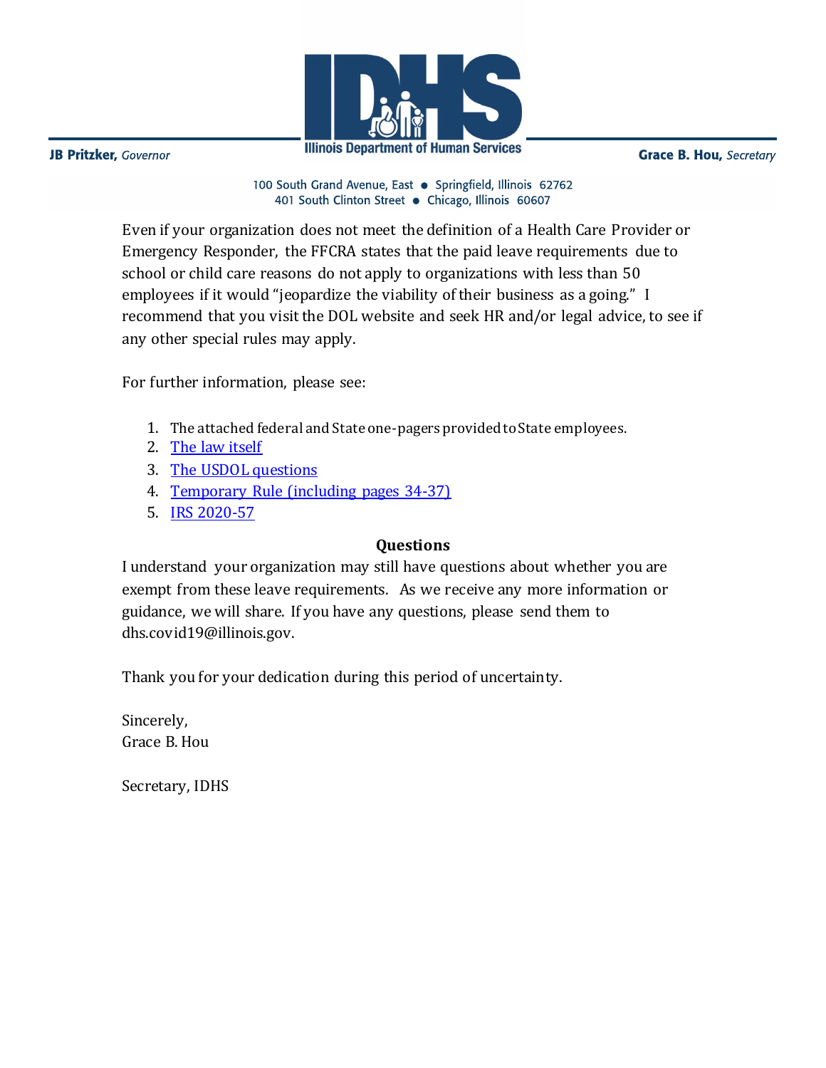Even if your organization does not meet the definition of a Health Care Provider or Emergency Responder, the FFCRA states that the paid leave requirements due to school or child care reasons do not apply to organizations with less than 50 employees if it would "jeopardize the viability of their business as a going." I recommend that you visit the DOL website and seek HR and/or legal advice, to see if any other special rules may apply.

For further information, please see:

1. The attached federal and State one-pagers provided to State employees.
2. The law itself
3. The USDOL questions
4. Temporary Rule (including pages 34-37)
5. IRS 2020-57

### Questions

I understand your organization may still have questions about whether you are exempt from these leave requirements. As we receive any more information or guidance, we will share. If you have any questions, please send them to dhs.covid19@illinois.gov.

Thank you for your dedication during this period of uncertainty.

Sincerely,
Grace B. Hou

Secretary, IDHS